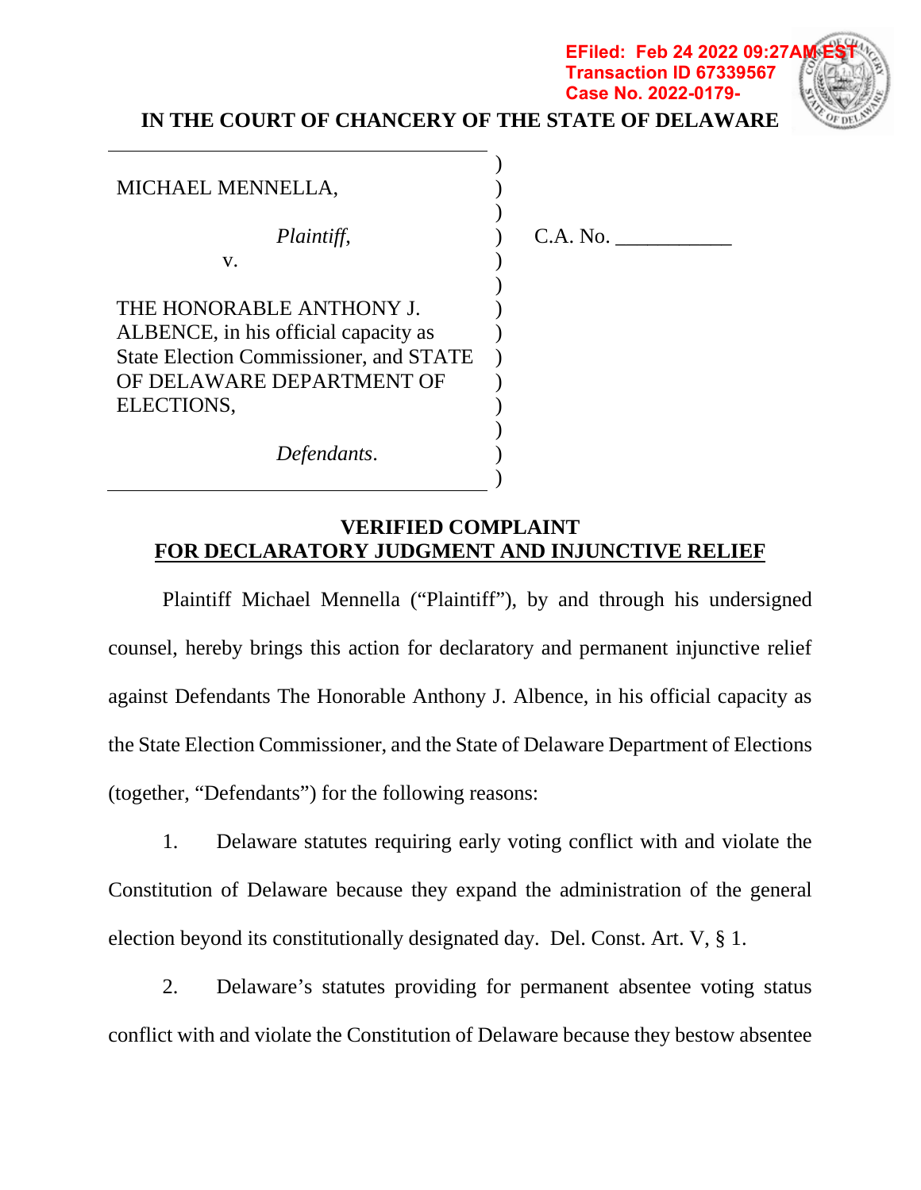EFiled: Feb 24 2022 09:27AM EST
Transaction ID 67339567
Case No. 2022-0179-

**IN THE COURT OF CHANCERY OF THE STATE OF DELAWARE**

MICHAEL MENNELLA,

*Plaintiff*,

v.

THE HONORABLE ANTHONY J. ALBENCE, in his official capacity as State Election Commissioner, and STATE OF DELAWARE DEPARTMENT OF ELECTIONS,

*Defendants*.

C.A. No. ___________

**VERIFIED COMPLAINT**
**FOR DECLARATORY JUDGMENT AND INJUNCTIVE RELIEF**

Plaintiff Michael Mennella ("Plaintiff"), by and through his undersigned counsel, hereby brings this action for declaratory and permanent injunctive relief against Defendants The Honorable Anthony J. Albence, in his official capacity as the State Election Commissioner, and the State of Delaware Department of Elections (together, "Defendants") for the following reasons:

1. Delaware statutes requiring early voting conflict with and violate the Constitution of Delaware because they expand the administration of the general election beyond its constitutionally designated day. Del. Const. Art. V, § 1.

2. Delaware's statutes providing for permanent absentee voting status conflict with and violate the Constitution of Delaware because they bestow absentee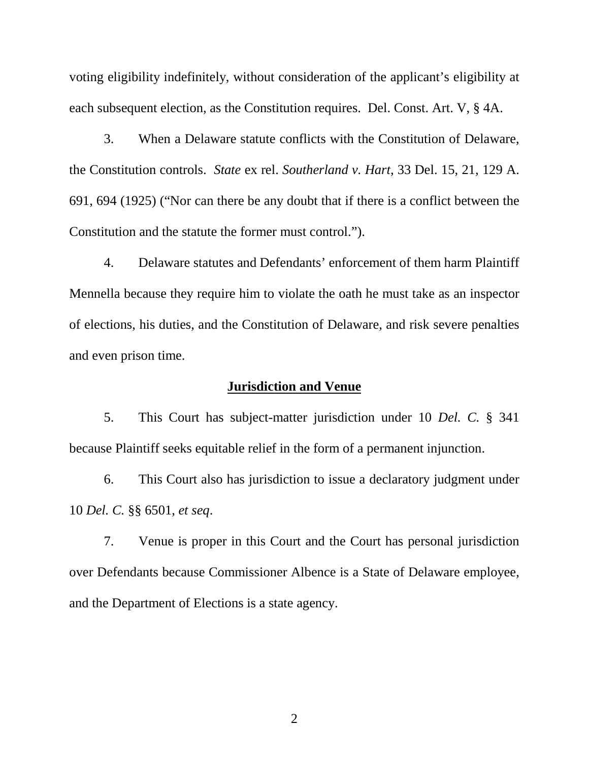voting eligibility indefinitely, without consideration of the applicant's eligibility at each subsequent election, as the Constitution requires. Del. Const. Art. V, § 4A.

3. When a Delaware statute conflicts with the Constitution of Delaware, the Constitution controls. *State* ex rel. *Southerland v. Hart*, 33 Del. 15, 21, 129 A. 691, 694 (1925) ("Nor can there be any doubt that if there is a conflict between the Constitution and the statute the former must control.").

4. Delaware statutes and Defendants' enforcement of them harm Plaintiff Mennella because they require him to violate the oath he must take as an inspector of elections, his duties, and the Constitution of Delaware, and risk severe penalties and even prison time.

## Jurisdiction and Venue

5. This Court has subject-matter jurisdiction under 10 *Del. C.* § 341 because Plaintiff seeks equitable relief in the form of a permanent injunction.

6. This Court also has jurisdiction to issue a declaratory judgment under 10 *Del. C.* §§ 6501, *et seq*.

7. Venue is proper in this Court and the Court has personal jurisdiction over Defendants because Commissioner Albence is a State of Delaware employee, and the Department of Elections is a state agency.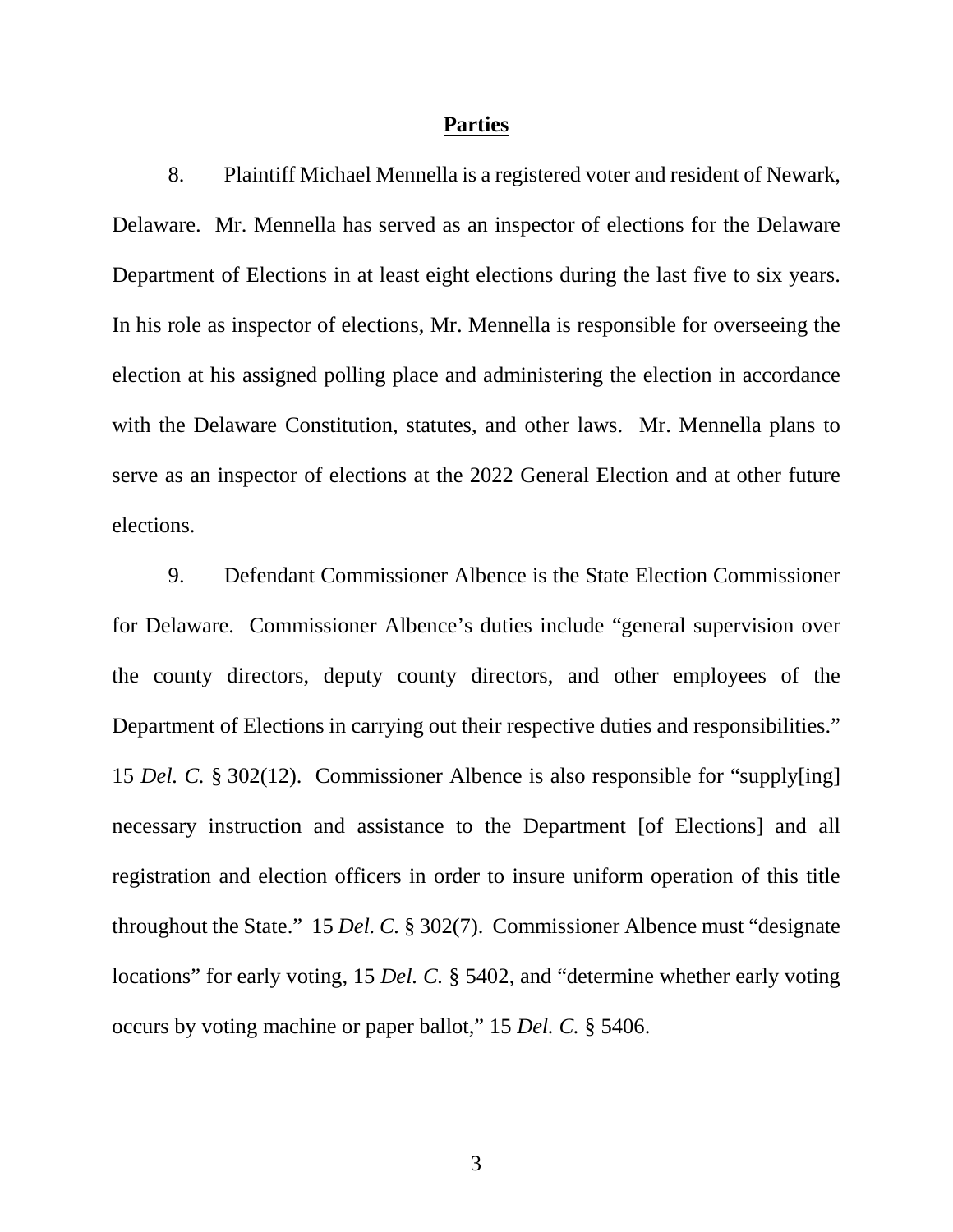## **Parties**

8. Plaintiff Michael Mennella is a registered voter and resident of Newark, Delaware. Mr. Mennella has served as an inspector of elections for the Delaware Department of Elections in at least eight elections during the last five to six years. In his role as inspector of elections, Mr. Mennella is responsible for overseeing the election at his assigned polling place and administering the election in accordance with the Delaware Constitution, statutes, and other laws. Mr. Mennella plans to serve as an inspector of elections at the 2022 General Election and at other future elections.

9. Defendant Commissioner Albence is the State Election Commissioner for Delaware. Commissioner Albence's duties include "general supervision over the county directors, deputy county directors, and other employees of the Department of Elections in carrying out their respective duties and responsibilities." 15 *Del. C.* § 302(12). Commissioner Albence is also responsible for "supply[ing] necessary instruction and assistance to the Department [of Elections] and all registration and election officers in order to insure uniform operation of this title throughout the State." 15 *Del. C.* § 302(7). Commissioner Albence must "designate locations" for early voting, 15 *Del. C.* § 5402, and "determine whether early voting occurs by voting machine or paper ballot," 15 *Del. C.* § 5406.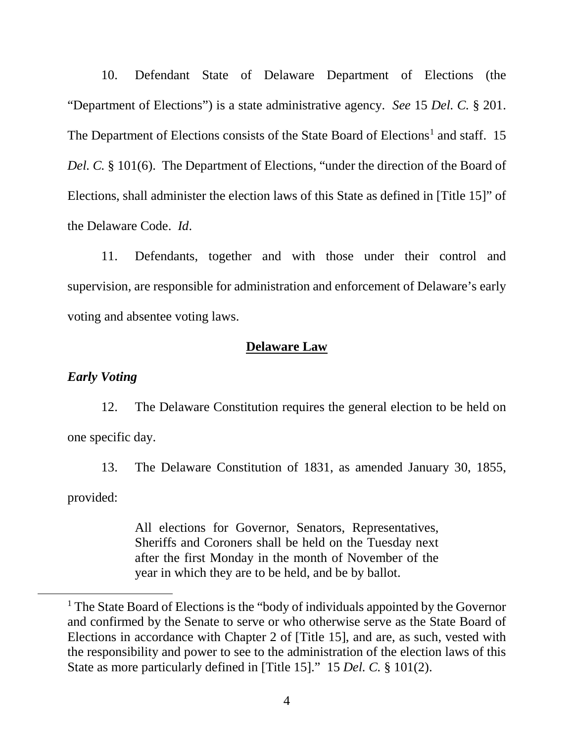10. Defendant State of Delaware Department of Elections (the "Department of Elections") is a state administrative agency. *See* 15 *Del. C.* § 201. The Department of Elections consists of the State Board of Elections[1] and staff. 15 *Del. C.* § 101(6). The Department of Elections, "under the direction of the Board of Elections, shall administer the election laws of this State as defined in [Title 15]" of the Delaware Code. *Id*.

11. Defendants, together and with those under their control and supervision, are responsible for administration and enforcement of Delaware's early voting and absentee voting laws.

## **Delaware Law**

### *Early Voting*

12. The Delaware Constitution requires the general election to be held on one specific day.

13. The Delaware Constitution of 1831, as amended January 30, 1855, provided:

> All elections for Governor, Senators, Representatives, Sheriffs and Coroners shall be held on the Tuesday next after the first Monday in the month of November of the year in which they are to be held, and be by ballot.

---

[1] The State Board of Elections is the "body of individuals appointed by the Governor and confirmed by the Senate to serve or who otherwise serve as the State Board of Elections in accordance with Chapter 2 of [Title 15], and are, as such, vested with the responsibility and power to see to the administration of the election laws of this State as more particularly defined in [Title 15]." 15 *Del. C.* § 101(2).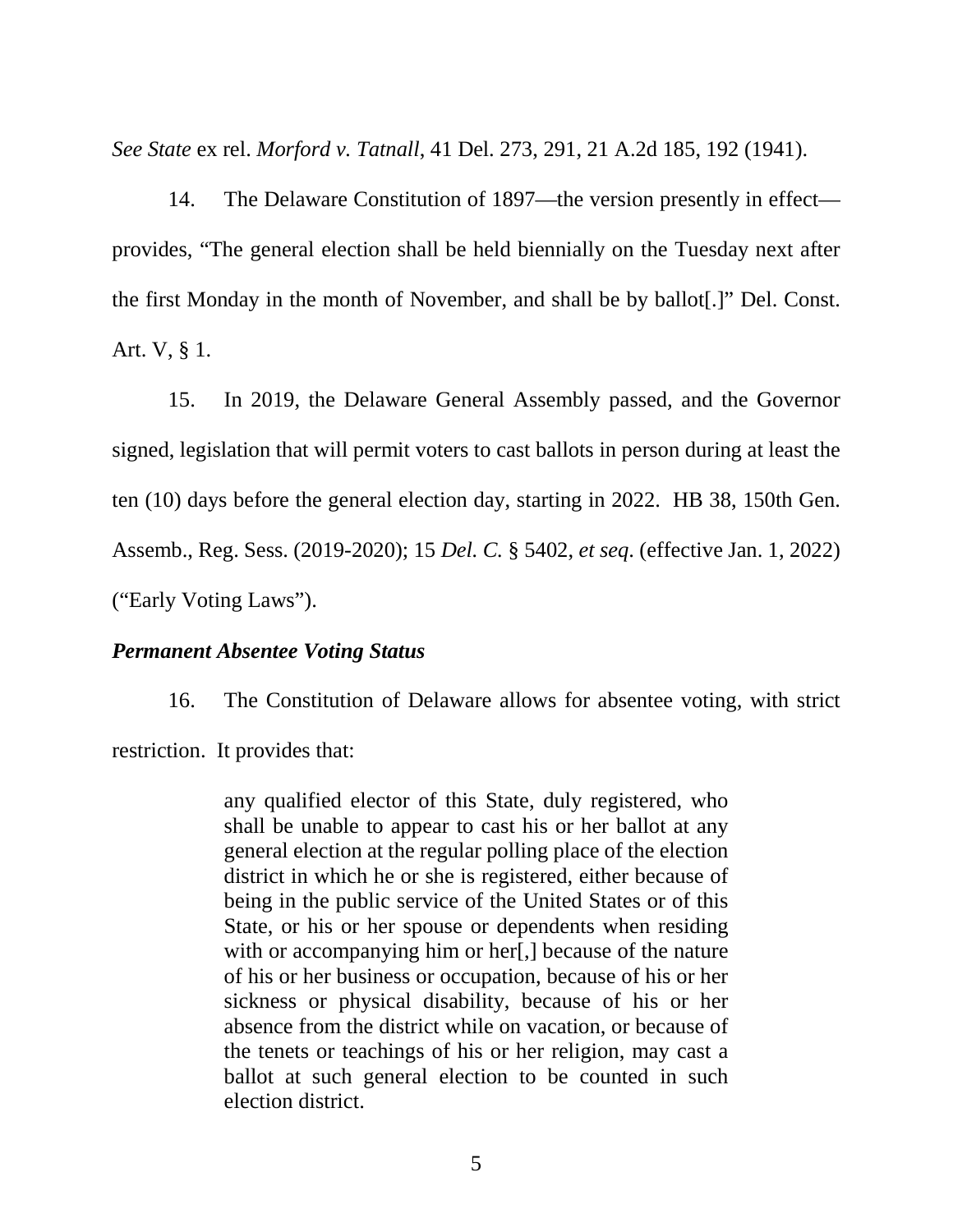*See State* ex rel. *Morford v. Tatnall*, 41 Del. 273, 291, 21 A.2d 185, 192 (1941).

14. The Delaware Constitution of 1897—the version presently in effect—provides, "The general election shall be held biennially on the Tuesday next after the first Monday in the month of November, and shall be by ballot[.]" Del. Const. Art. V, § 1.

15. In 2019, the Delaware General Assembly passed, and the Governor signed, legislation that will permit voters to cast ballots in person during at least the ten (10) days before the general election day, starting in 2022. HB 38, 150th Gen. Assemb., Reg. Sess. (2019-2020); 15 *Del. C.* § 5402, *et seq*. (effective Jan. 1, 2022) ("Early Voting Laws").

***Permanent Absentee Voting Status***

16. The Constitution of Delaware allows for absentee voting, with strict restriction. It provides that:

> any qualified elector of this State, duly registered, who shall be unable to appear to cast his or her ballot at any general election at the regular polling place of the election district in which he or she is registered, either because of being in the public service of the United States or of this State, or his or her spouse or dependents when residing with or accompanying him or her[,] because of the nature of his or her business or occupation, because of his or her sickness or physical disability, because of his or her absence from the district while on vacation, or because of the tenets or teachings of his or her religion, may cast a ballot at such general election to be counted in such election district.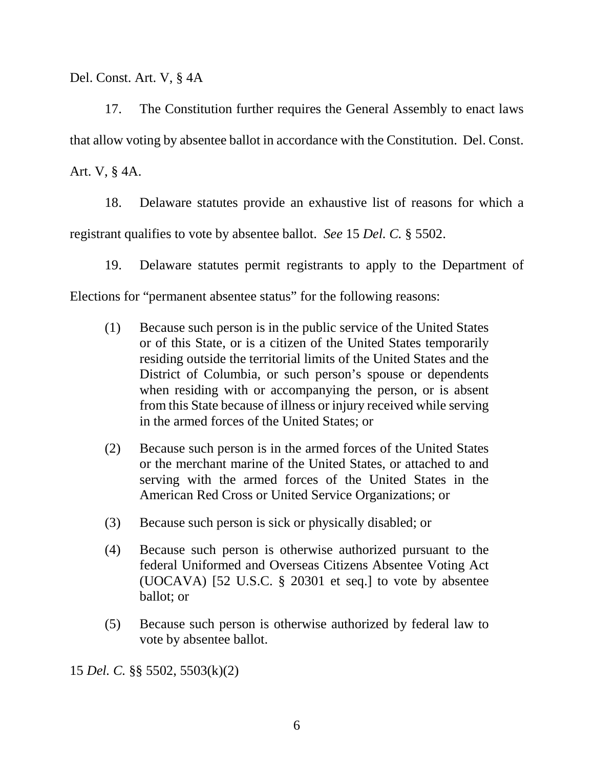Del. Const. Art. V, § 4A

17. The Constitution further requires the General Assembly to enact laws that allow voting by absentee ballot in accordance with the Constitution. Del. Const. Art. V, § 4A.

18. Delaware statutes provide an exhaustive list of reasons for which a registrant qualifies to vote by absentee ballot. *See* 15 *Del. C.* § 5502.

19. Delaware statutes permit registrants to apply to the Department of Elections for "permanent absentee status" for the following reasons:

> (1) Because such person is in the public service of the United States or of this State, or is a citizen of the United States temporarily residing outside the territorial limits of the United States and the District of Columbia, or such person's spouse or dependents when residing with or accompanying the person, or is absent from this State because of illness or injury received while serving in the armed forces of the United States; or
>
> (2) Because such person is in the armed forces of the United States or the merchant marine of the United States, or attached to and serving with the armed forces of the United States in the American Red Cross or United Service Organizations; or
>
> (3) Because such person is sick or physically disabled; or
>
> (4) Because such person is otherwise authorized pursuant to the federal Uniformed and Overseas Citizens Absentee Voting Act (UOCAVA) [52 U.S.C. § 20301 et seq.] to vote by absentee ballot; or
>
> (5) Because such person is otherwise authorized by federal law to vote by absentee ballot.

15 *Del. C.* §§ 5502, 5503(k)(2)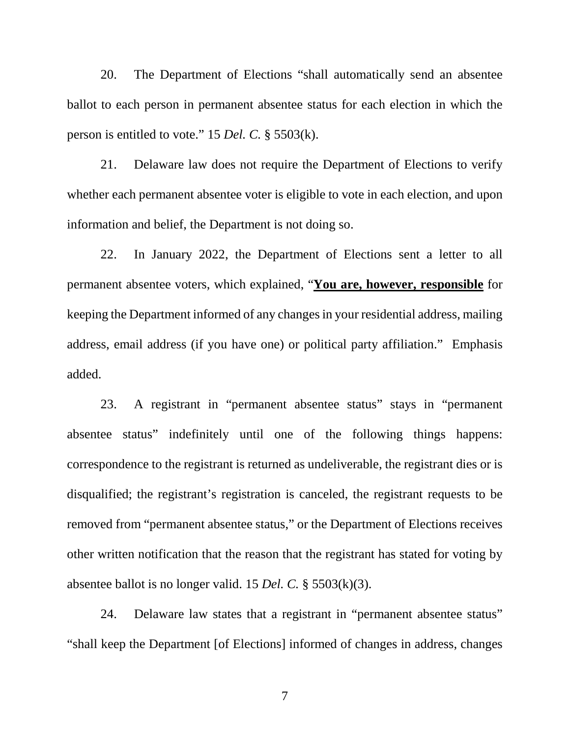20. The Department of Elections "shall automatically send an absentee ballot to each person in permanent absentee status for each election in which the person is entitled to vote." 15 *Del. C.* § 5503(k).

21. Delaware law does not require the Department of Elections to verify whether each permanent absentee voter is eligible to vote in each election, and upon information and belief, the Department is not doing so.

22. In January 2022, the Department of Elections sent a letter to all permanent absentee voters, which explained, "**<u>You are, however, responsible</u>** for keeping the Department informed of any changes in your residential address, mailing address, email address (if you have one) or political party affiliation." Emphasis added.

23. A registrant in "permanent absentee status" stays in "permanent absentee status" indefinitely until one of the following things happens: correspondence to the registrant is returned as undeliverable, the registrant dies or is disqualified; the registrant's registration is canceled, the registrant requests to be removed from "permanent absentee status," or the Department of Elections receives other written notification that the reason that the registrant has stated for voting by absentee ballot is no longer valid. 15 *Del. C.* § 5503(k)(3).

24. Delaware law states that a registrant in "permanent absentee status" "shall keep the Department [of Elections] informed of changes in address, changes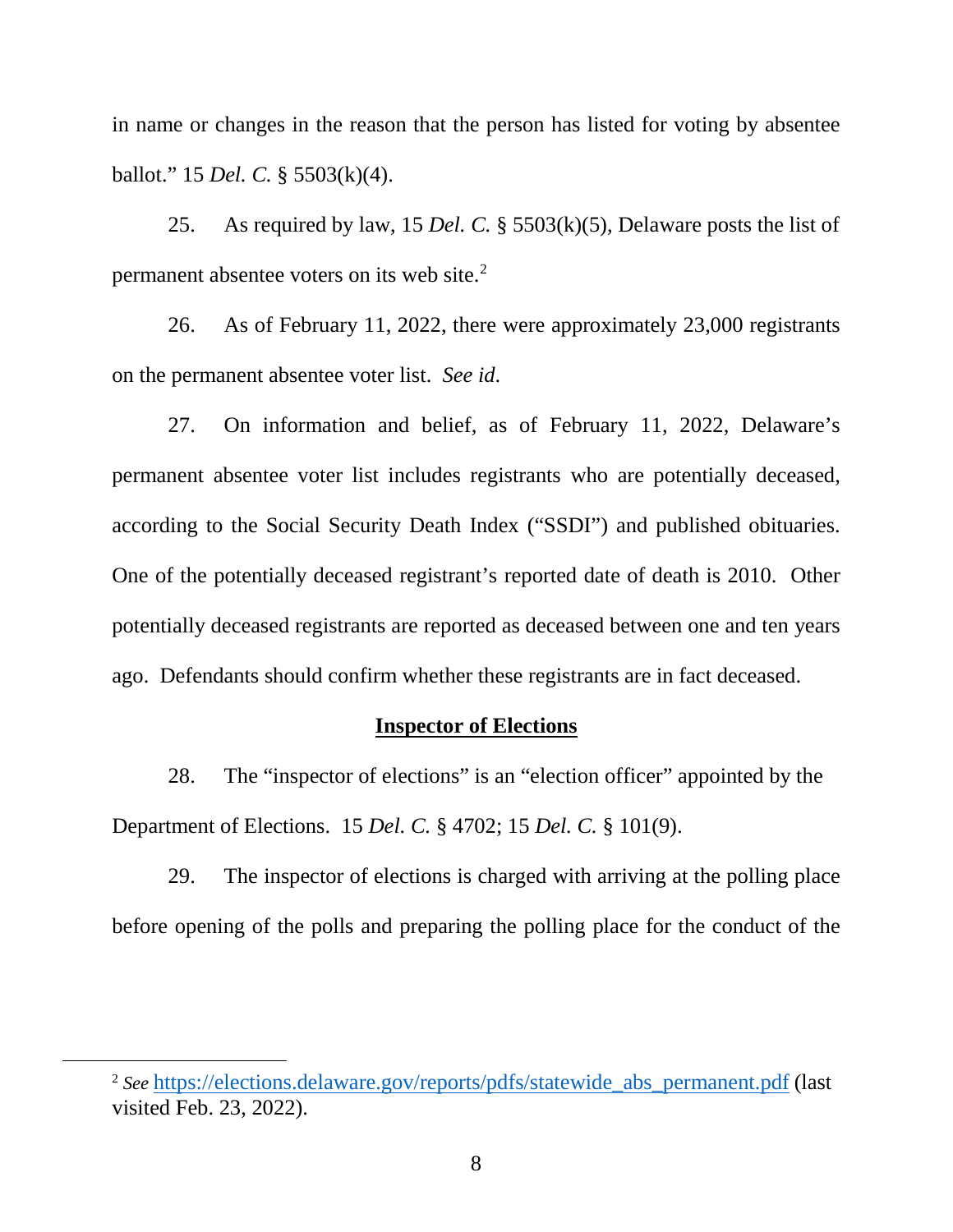in name or changes in the reason that the person has listed for voting by absentee ballot." 15 *Del. C.* § 5503(k)(4).

25. As required by law, 15 *Del. C.* § 5503(k)(5), Delaware posts the list of permanent absentee voters on its web site.[2]

26. As of February 11, 2022, there were approximately 23,000 registrants on the permanent absentee voter list. *See id*.

27. On information and belief, as of February 11, 2022, Delaware's permanent absentee voter list includes registrants who are potentially deceased, according to the Social Security Death Index ("SSDI") and published obituaries. One of the potentially deceased registrant's reported date of death is 2010. Other potentially deceased registrants are reported as deceased between one and ten years ago. Defendants should confirm whether these registrants are in fact deceased.

**Inspector of Elections**

28. The "inspector of elections" is an "election officer" appointed by the Department of Elections. 15 *Del. C.* § 4702; 15 *Del. C.* § 101(9).

29. The inspector of elections is charged with arriving at the polling place before opening of the polls and preparing the polling place for the conduct of the

---

[2] *See* https://elections.delaware.gov/reports/pdfs/statewide_abs_permanent.pdf (last visited Feb. 23, 2022).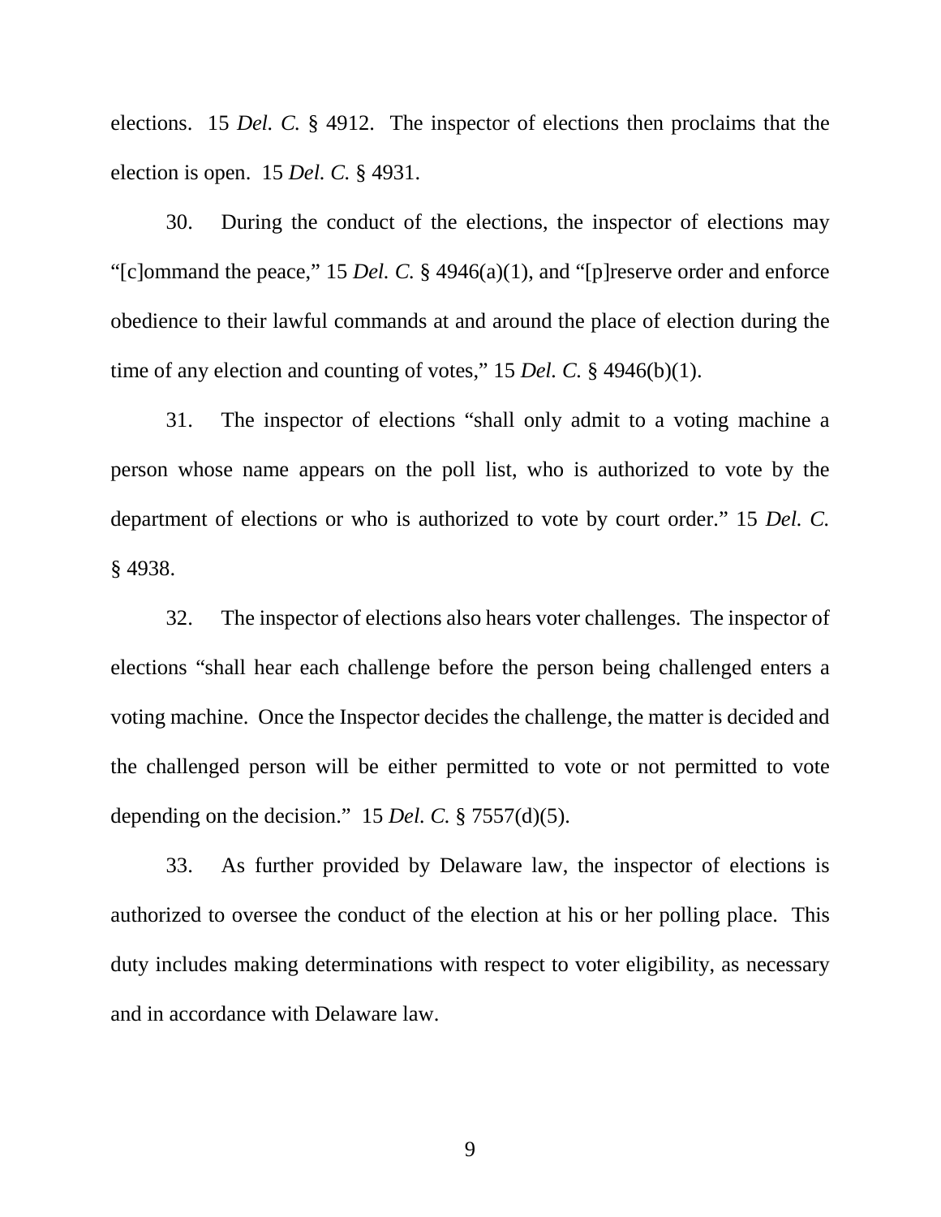elections. 15 *Del. C.* § 4912. The inspector of elections then proclaims that the election is open. 15 *Del. C.* § 4931.

30. During the conduct of the elections, the inspector of elections may "[c]ommand the peace," 15 *Del. C.* § 4946(a)(1), and "[p]reserve order and enforce obedience to their lawful commands at and around the place of election during the time of any election and counting of votes," 15 *Del. C.* § 4946(b)(1).

31. The inspector of elections "shall only admit to a voting machine a person whose name appears on the poll list, who is authorized to vote by the department of elections or who is authorized to vote by court order." 15 *Del. C.* § 4938.

32. The inspector of elections also hears voter challenges. The inspector of elections "shall hear each challenge before the person being challenged enters a voting machine. Once the Inspector decides the challenge, the matter is decided and the challenged person will be either permitted to vote or not permitted to vote depending on the decision." 15 *Del. C.* § 7557(d)(5).

33. As further provided by Delaware law, the inspector of elections is authorized to oversee the conduct of the election at his or her polling place. This duty includes making determinations with respect to voter eligibility, as necessary and in accordance with Delaware law.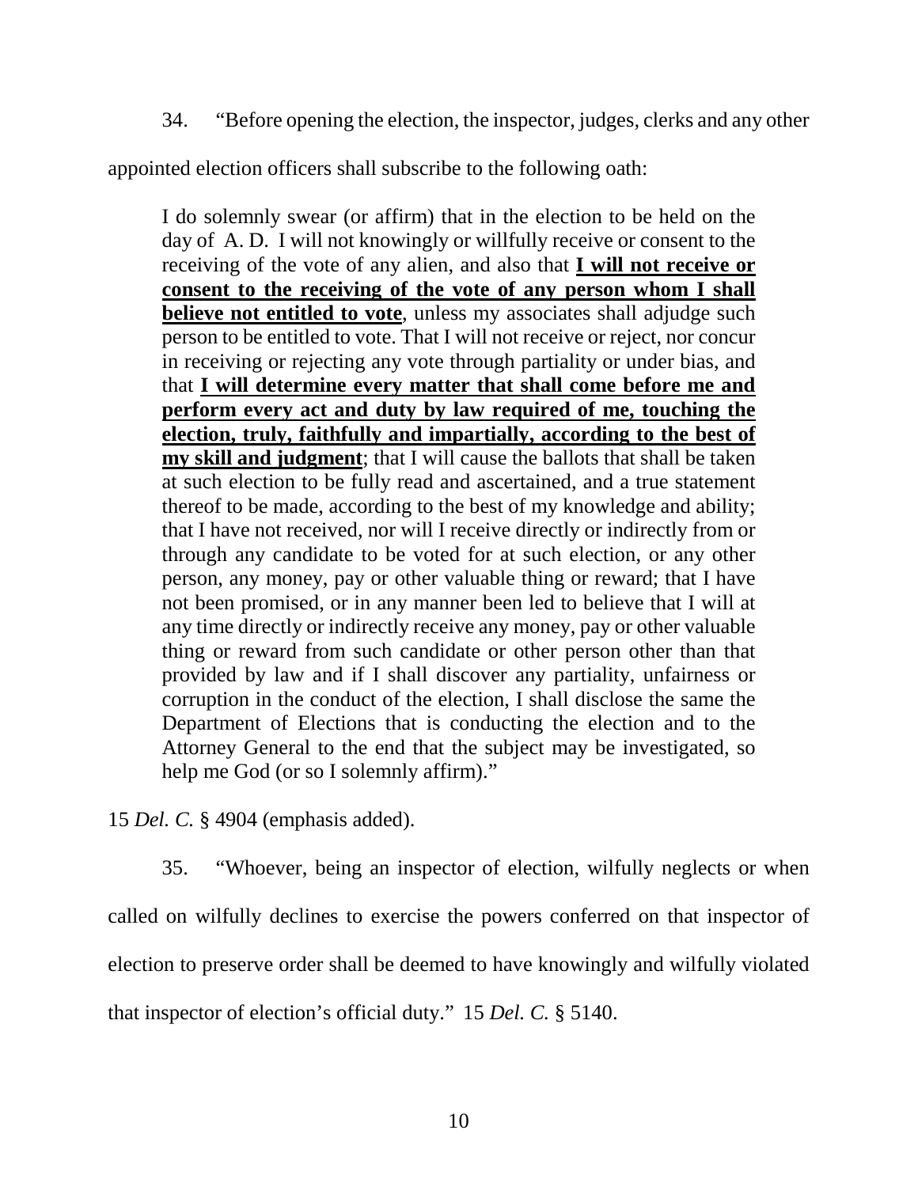34. "Before opening the election, the inspector, judges, clerks and any other appointed election officers shall subscribe to the following oath:

> I do solemnly swear (or affirm) that in the election to be held on the day of A. D. I will not knowingly or willfully receive or consent to the receiving of the vote of any alien, and also that **<u>I will not receive or consent to the receiving of the vote of any person whom I shall believe not entitled to vote</u>**, unless my associates shall adjudge such person to be entitled to vote. That I will not receive or reject, nor concur in receiving or rejecting any vote through partiality or under bias, and that **<u>I will determine every matter that shall come before me and perform every act and duty by law required of me, touching the election, truly, faithfully and impartially, according to the best of my skill and judgment</u>**; that I will cause the ballots that shall be taken at such election to be fully read and ascertained, and a true statement thereof to be made, according to the best of my knowledge and ability; that I have not received, nor will I receive directly or indirectly from or through any candidate to be voted for at such election, or any other person, any money, pay or other valuable thing or reward; that I have not been promised, or in any manner been led to believe that I will at any time directly or indirectly receive any money, pay or other valuable thing or reward from such candidate or other person other than that provided by law and if I shall discover any partiality, unfairness or corruption in the conduct of the election, I shall disclose the same the Department of Elections that is conducting the election and to the Attorney General to the end that the subject may be investigated, so help me God (or so I solemnly affirm)."

15 *Del. C.* § 4904 (emphasis added).

35. "Whoever, being an inspector of election, wilfully neglects or when called on wilfully declines to exercise the powers conferred on that inspector of election to preserve order shall be deemed to have knowingly and wilfully violated that inspector of election's official duty." 15 *Del. C.* § 5140.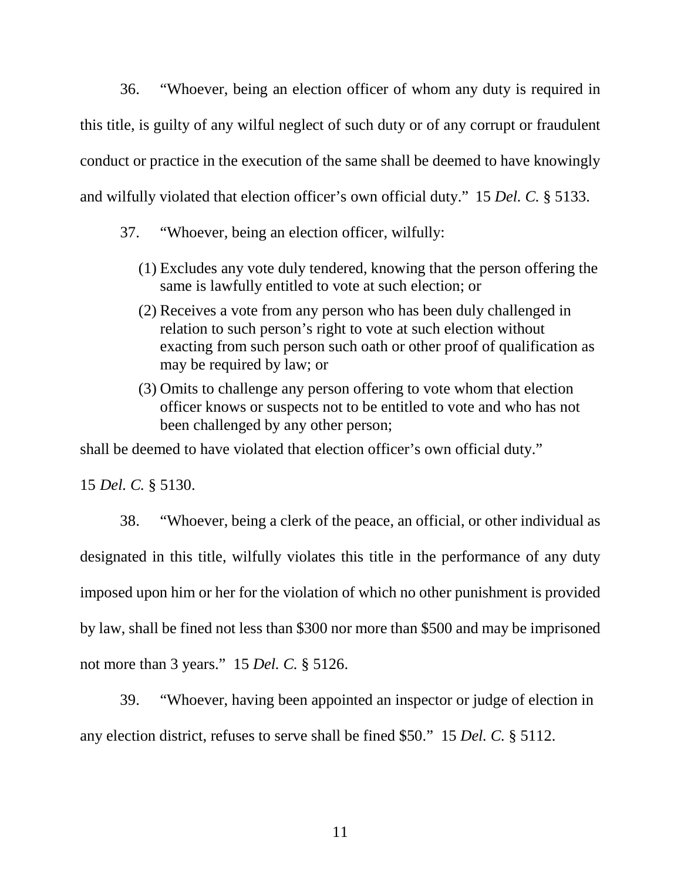36. "Whoever, being an election officer of whom any duty is required in this title, is guilty of any wilful neglect of such duty or of any corrupt or fraudulent conduct or practice in the execution of the same shall be deemed to have knowingly and wilfully violated that election officer's own official duty." 15 *Del. C.* § 5133.

37. "Whoever, being an election officer, wilfully:

> (1) Excludes any vote duly tendered, knowing that the person offering the same is lawfully entitled to vote at such election; or
>
> (2) Receives a vote from any person who has been duly challenged in relation to such person's right to vote at such election without exacting from such person such oath or other proof of qualification as may be required by law; or
>
> (3) Omits to challenge any person offering to vote whom that election officer knows or suspects not to be entitled to vote and who has not been challenged by any other person;

shall be deemed to have violated that election officer's own official duty."

15 *Del. C.* § 5130.

38. "Whoever, being a clerk of the peace, an official, or other individual as designated in this title, wilfully violates this title in the performance of any duty imposed upon him or her for the violation of which no other punishment is provided by law, shall be fined not less than $300 nor more than $500 and may be imprisoned not more than 3 years." 15 *Del. C.* § 5126.

39. "Whoever, having been appointed an inspector or judge of election in any election district, refuses to serve shall be fined $50." 15 *Del. C.* § 5112.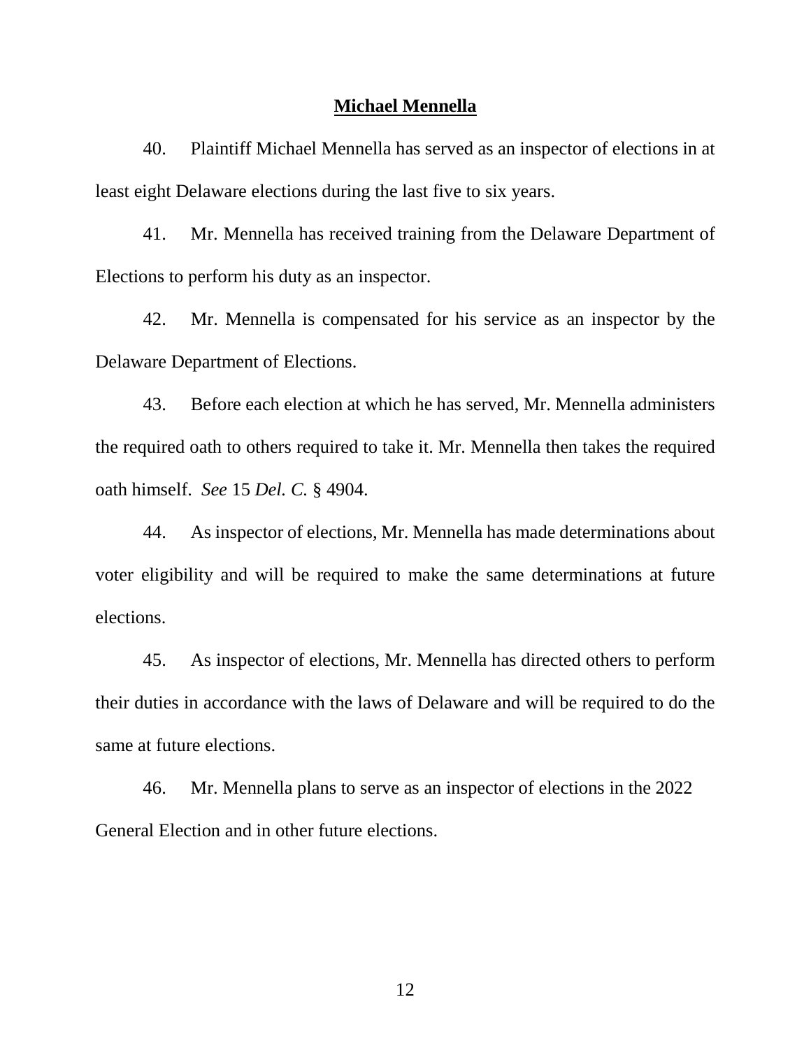**Michael Mennella**

40. Plaintiff Michael Mennella has served as an inspector of elections in at least eight Delaware elections during the last five to six years.

41. Mr. Mennella has received training from the Delaware Department of Elections to perform his duty as an inspector.

42. Mr. Mennella is compensated for his service as an inspector by the Delaware Department of Elections.

43. Before each election at which he has served, Mr. Mennella administers the required oath to others required to take it. Mr. Mennella then takes the required oath himself. *See* 15 *Del. C.* § 4904.

44. As inspector of elections, Mr. Mennella has made determinations about voter eligibility and will be required to make the same determinations at future elections.

45. As inspector of elections, Mr. Mennella has directed others to perform their duties in accordance with the laws of Delaware and will be required to do the same at future elections.

46. Mr. Mennella plans to serve as an inspector of elections in the 2022 General Election and in other future elections.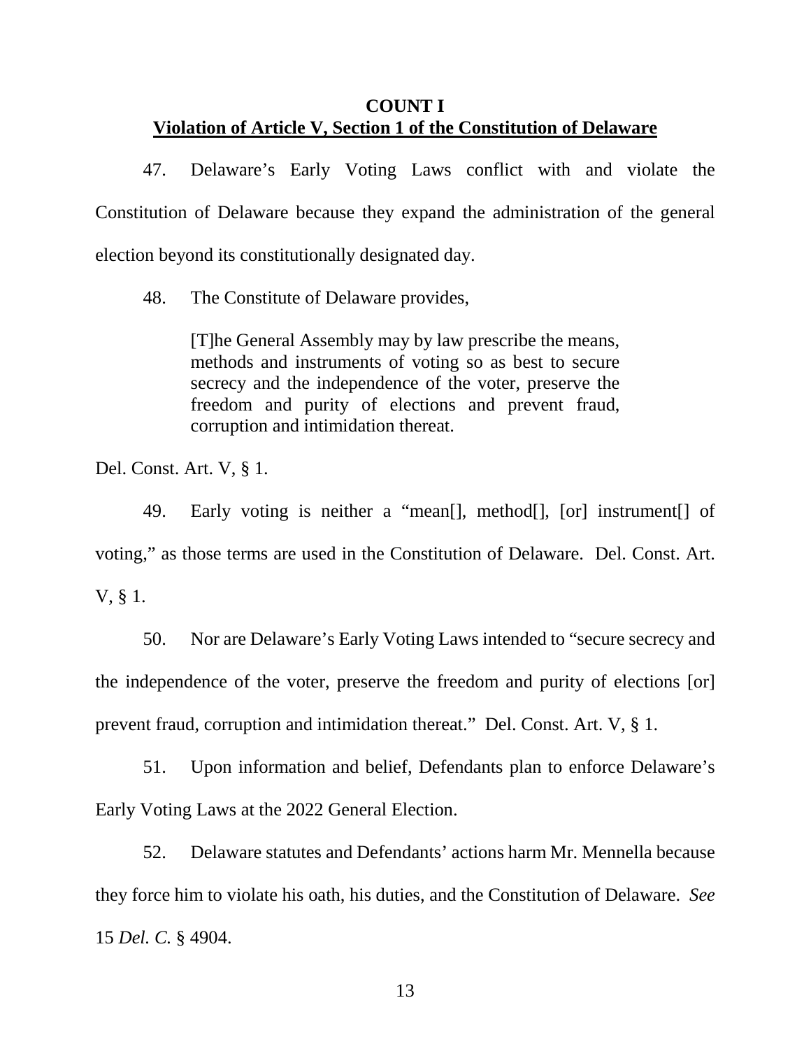**COUNT I**
**Violation of Article V, Section 1 of the Constitution of Delaware**

47. Delaware's Early Voting Laws conflict with and violate the Constitution of Delaware because they expand the administration of the general election beyond its constitutionally designated day.

48. The Constitute of Delaware provides,

> [T]he General Assembly may by law prescribe the means, methods and instruments of voting so as best to secure secrecy and the independence of the voter, preserve the freedom and purity of elections and prevent fraud, corruption and intimidation thereat.

Del. Const. Art. V, § 1.

49. Early voting is neither a "mean[], method[], [or] instrument[] of voting," as those terms are used in the Constitution of Delaware. Del. Const. Art. V, § 1.

50. Nor are Delaware's Early Voting Laws intended to "secure secrecy and the independence of the voter, preserve the freedom and purity of elections [or] prevent fraud, corruption and intimidation thereat." Del. Const. Art. V, § 1.

51. Upon information and belief, Defendants plan to enforce Delaware's Early Voting Laws at the 2022 General Election.

52. Delaware statutes and Defendants' actions harm Mr. Mennella because they force him to violate his oath, his duties, and the Constitution of Delaware. *See* 15 *Del. C.* § 4904.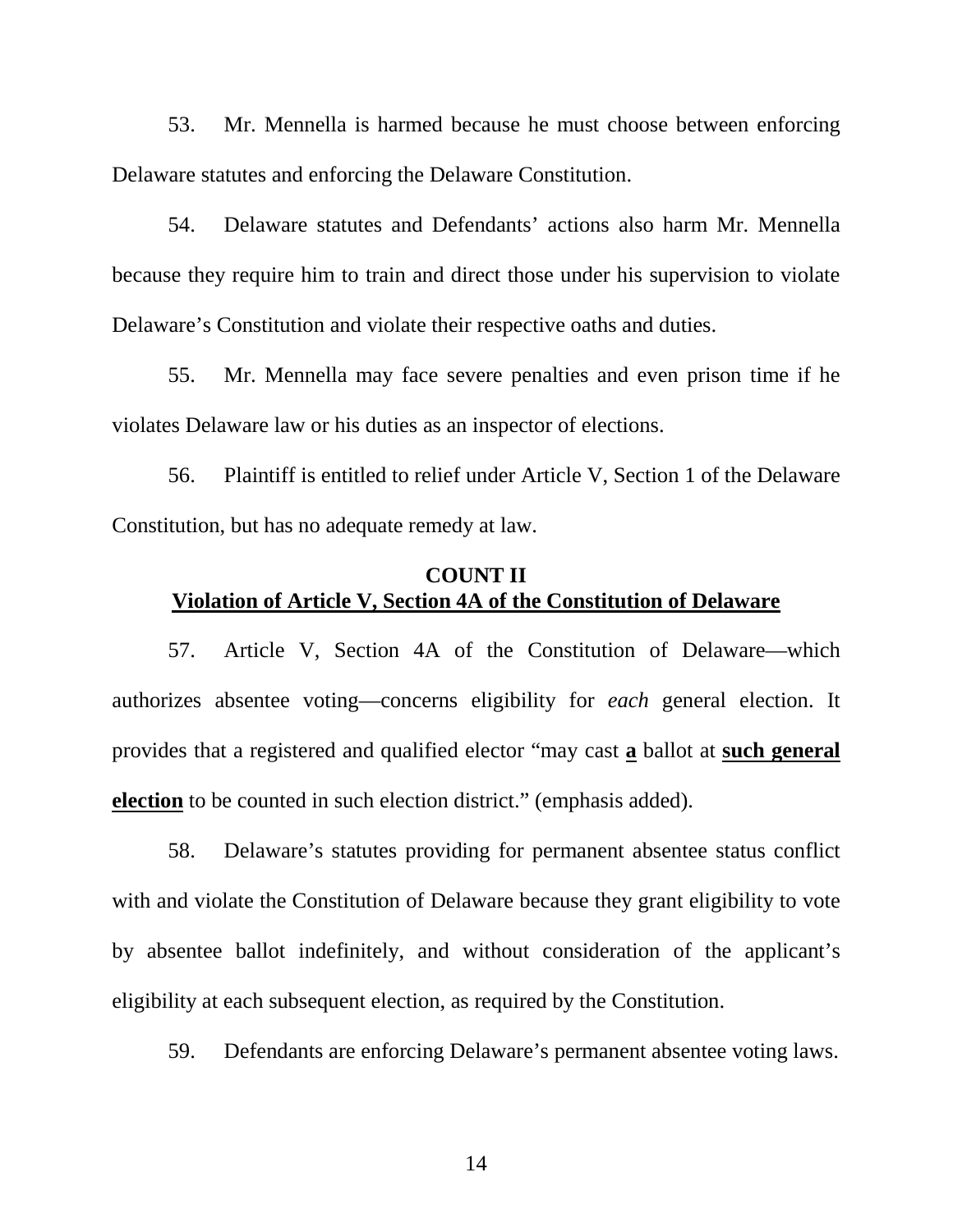53. Mr. Mennella is harmed because he must choose between enforcing Delaware statutes and enforcing the Delaware Constitution.

54. Delaware statutes and Defendants' actions also harm Mr. Mennella because they require him to train and direct those under his supervision to violate Delaware's Constitution and violate their respective oaths and duties.

55. Mr. Mennella may face severe penalties and even prison time if he violates Delaware law or his duties as an inspector of elections.

56. Plaintiff is entitled to relief under Article V, Section 1 of the Delaware Constitution, but has no adequate remedy at law.

**COUNT II**
**<u>Violation of Article V, Section 4A of the Constitution of Delaware</u>**

57. Article V, Section 4A of the Constitution of Delaware—which authorizes absentee voting—concerns eligibility for *each* general election. It provides that a registered and qualified elector "may cast **<u>a</u>** ballot at **<u>such general election</u>** to be counted in such election district." (emphasis added).

58. Delaware's statutes providing for permanent absentee status conflict with and violate the Constitution of Delaware because they grant eligibility to vote by absentee ballot indefinitely, and without consideration of the applicant's eligibility at each subsequent election, as required by the Constitution.

59. Defendants are enforcing Delaware's permanent absentee voting laws.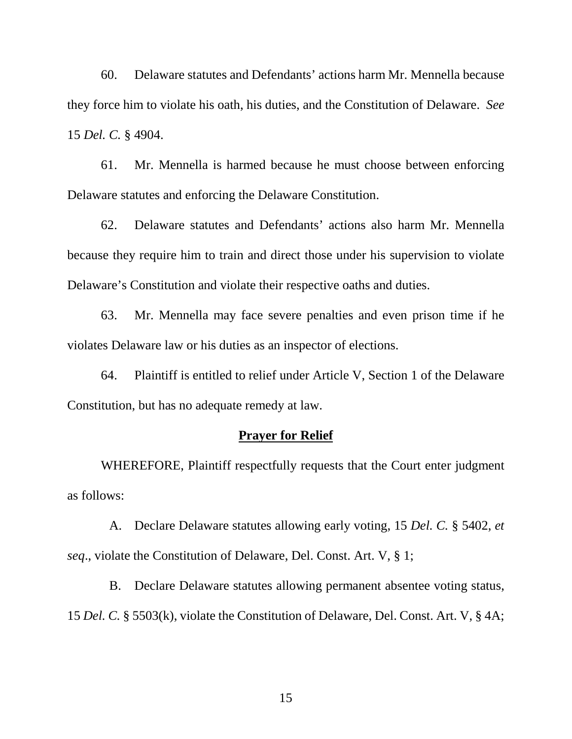60. Delaware statutes and Defendants' actions harm Mr. Mennella because they force him to violate his oath, his duties, and the Constitution of Delaware. *See* 15 *Del. C.* § 4904.

61. Mr. Mennella is harmed because he must choose between enforcing Delaware statutes and enforcing the Delaware Constitution.

62. Delaware statutes and Defendants' actions also harm Mr. Mennella because they require him to train and direct those under his supervision to violate Delaware's Constitution and violate their respective oaths and duties.

63. Mr. Mennella may face severe penalties and even prison time if he violates Delaware law or his duties as an inspector of elections.

64. Plaintiff is entitled to relief under Article V, Section 1 of the Delaware Constitution, but has no adequate remedy at law.

## Prayer for Relief

WHEREFORE, Plaintiff respectfully requests that the Court enter judgment as follows:

A. Declare Delaware statutes allowing early voting, 15 *Del. C.* § 5402, *et seq*., violate the Constitution of Delaware, Del. Const. Art. V, § 1;

B. Declare Delaware statutes allowing permanent absentee voting status, 15 *Del. C.* § 5503(k), violate the Constitution of Delaware, Del. Const. Art. V, § 4A;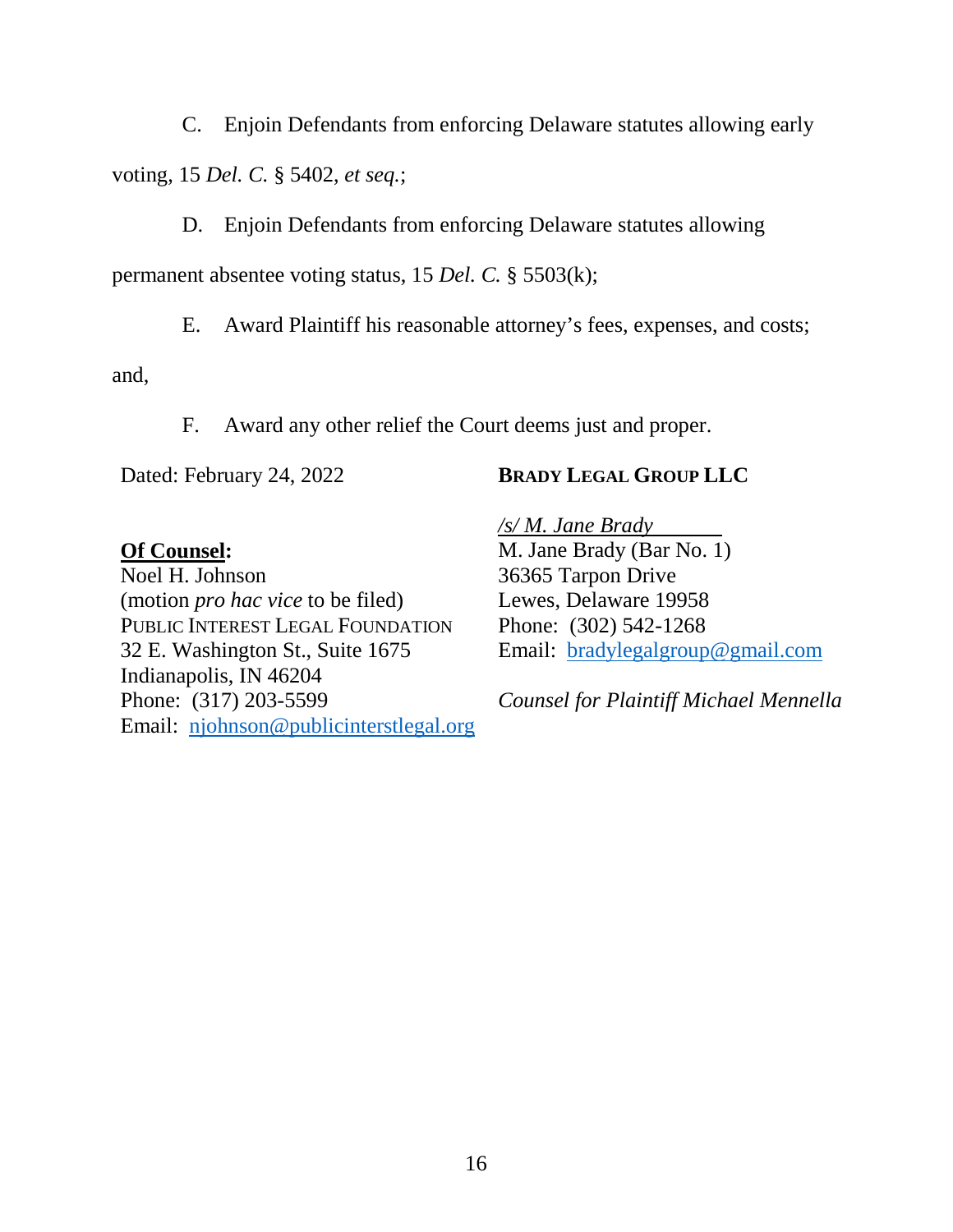C. Enjoin Defendants from enforcing Delaware statutes allowing early voting, 15 *Del. C.* § 5402, *et seq.*;

D. Enjoin Defendants from enforcing Delaware statutes allowing permanent absentee voting status, 15 *Del. C.* § 5503(k);

E. Award Plaintiff his reasonable attorney's fees, expenses, and costs; and,

F. Award any other relief the Court deems just and proper.

Dated: February 24, 2022

**BRADY LEGAL GROUP LLC**

*/s/ M. Jane Brady*
M. Jane Brady (Bar No. 1)
36365 Tarpon Drive
Lewes, Delaware 19958
Phone: (302) 542-1268
Email: bradylegalgroup@gmail.com

*Counsel for Plaintiff Michael Mennella*

**Of Counsel:**
Noel H. Johnson
(motion *pro hac vice* to be filed)
PUBLIC INTEREST LEGAL FOUNDATION
32 E. Washington St., Suite 1675
Indianapolis, IN 46204
Phone: (317) 203-5599
Email: njohnson@publicinterstlegal.org